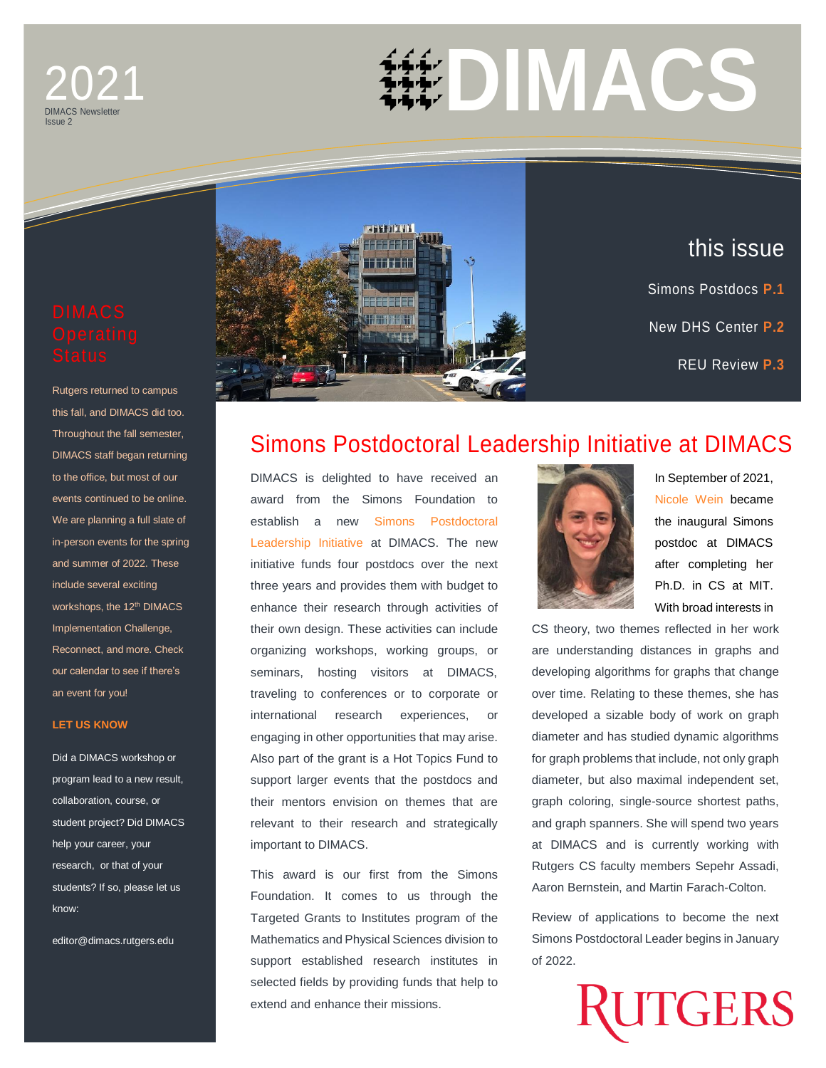# DIMACS

2021

DIMACS Newsletter
Issue 2

## this issue

Simons Postdocs **P.1**

New DHS Center **P.2**

REU Review **P.3**

## DIMACS Operating Status

Rutgers returned to campus this fall, and DIMACS did too. Throughout the fall semester, DIMACS staff began returning to the office, but most of our events continued to be online. We are planning a full slate of in-person events for the spring and summer of 2022. These include several exciting workshops, the 12th DIMACS Implementation Challenge, Reconnect, and more. Check our calendar to see if there's an event for you!

**LET US KNOW**

Did a DIMACS workshop or program lead to a new result, collaboration, course, or student project? Did DIMACS help your career, your research, or that of your students? If so, please let us know:

editor@dimacs.rutgers.edu

## Simons Postdoctoral Leadership Initiative at DIMACS

DIMACS is delighted to have received an award from the Simons Foundation to establish a new Simons Postdoctoral Leadership Initiative at DIMACS. The new initiative funds four postdocs over the next three years and provides them with budget to enhance their research through activities of their own design. These activities can include organizing workshops, working groups, or seminars, hosting visitors at DIMACS, traveling to conferences or to corporate or international research experiences, or engaging in other opportunities that may arise. Also part of the grant is a Hot Topics Fund to support larger events that the postdocs and their mentors envision on themes that are relevant to their research and strategically important to DIMACS.

This award is our first from the Simons Foundation. It comes to us through the Targeted Grants to Institutes program of the Mathematics and Physical Sciences division to support established research institutes in selected fields by providing funds that help to extend and enhance their missions.

In September of 2021, Nicole Wein became the inaugural Simons postdoc at DIMACS after completing her Ph.D. in CS at MIT. With broad interests in CS theory, two themes reflected in her work are understanding distances in graphs and developing algorithms for graphs that change over time. Relating to these themes, she has developed a sizable body of work on graph diameter and has studied dynamic algorithms for graph problems that include, not only graph diameter, but also maximal independent set, graph coloring, single-source shortest paths, and graph spanners. She will spend two years at DIMACS and is currently working with Rutgers CS faculty members Sepehr Assadi, Aaron Bernstein, and Martin Farach-Colton.

Review of applications to become the next Simons Postdoctoral Leader begins in January of 2022.

RUTGERS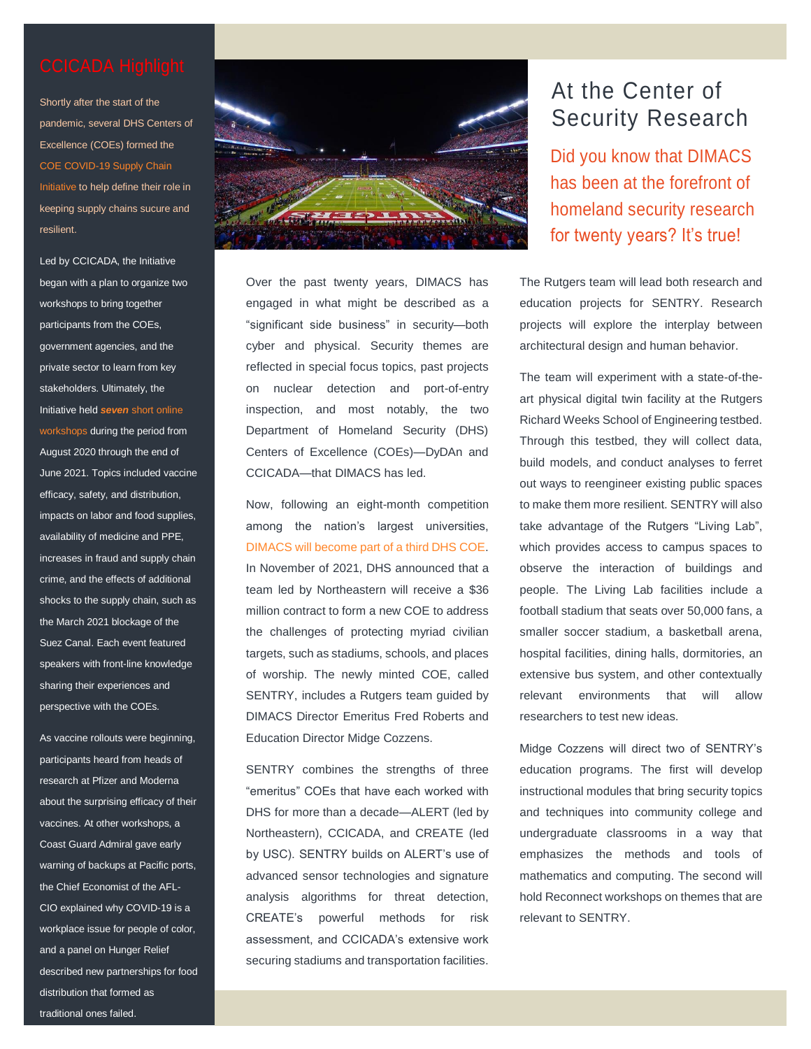## CCICADA Highlight

Shortly after the start of the pandemic, several DHS Centers of Excellence (COEs) formed the COE COVID-19 Supply Chain Initiative to help define their role in keeping supply chains sucure and resilient.

Led by CCICADA, the Initiative began with a plan to organize two workshops to bring together participants from the COEs, government agencies, and the private sector to learn from key stakeholders. Ultimately, the Initiative held ***seven*** short online workshops during the period from August 2020 through the end of June 2021. Topics included vaccine efficacy, safety, and distribution, impacts on labor and food supplies, availability of medicine and PPE, increases in fraud and supply chain crime, and the effects of additional shocks to the supply chain, such as the March 2021 blockage of the Suez Canal. Each event featured speakers with front-line knowledge sharing their experiences and perspective with the COEs.

As vaccine rollouts were beginning, participants heard from heads of research at Pfizer and Moderna about the surprising efficacy of their vaccines. At other workshops, a Coast Guard Admiral gave early warning of backups at Pacific ports, the Chief Economist of the AFL-CIO explained why COVID-19 is a workplace issue for people of color, and a panel on Hunger Relief described new partnerships for food distribution that formed as traditional ones failed.

# At the Center of Security Research

## Did you know that DIMACS has been at the forefront of homeland security research for twenty years? It's true!

Over the past twenty years, DIMACS has engaged in what might be described as a "significant side business" in security—both cyber and physical. Security themes are reflected in special focus topics, past projects on nuclear detection and port-of-entry inspection, and most notably, the two Department of Homeland Security (DHS) Centers of Excellence (COEs)—DyDAn and CCICADA—that DIMACS has led.

Now, following an eight-month competition among the nation's largest universities, DIMACS will become part of a third DHS COE. In November of 2021, DHS announced that a team led by Northeastern will receive a $36 million contract to form a new COE to address the challenges of protecting myriad civilian targets, such as stadiums, schools, and places of worship. The newly minted COE, called SENTRY, includes a Rutgers team guided by DIMACS Director Emeritus Fred Roberts and Education Director Midge Cozzens.

SENTRY combines the strengths of three "emeritus" COEs that have each worked with DHS for more than a decade—ALERT (led by Northeastern), CCICADA, and CREATE (led by USC). SENTRY builds on ALERT's use of advanced sensor technologies and signature analysis algorithms for threat detection, CREATE's powerful methods for risk assessment, and CCICADA's extensive work securing stadiums and transportation facilities.

The Rutgers team will lead both research and education projects for SENTRY. Research projects will explore the interplay between architectural design and human behavior.

The team will experiment with a state-of-the-art physical digital twin facility at the Rutgers Richard Weeks School of Engineering testbed. Through this testbed, they will collect data, build models, and conduct analyses to ferret out ways to reengineer existing public spaces to make them more resilient. SENTRY will also take advantage of the Rutgers "Living Lab", which provides access to campus spaces to observe the interaction of buildings and people. The Living Lab facilities include a football stadium that seats over 50,000 fans, a smaller soccer stadium, a basketball arena, hospital facilities, dining halls, dormitories, an extensive bus system, and other contextually relevant environments that will allow researchers to test new ideas.

Midge Cozzens will direct two of SENTRY's education programs. The first will develop instructional modules that bring security topics and techniques into community college and undergraduate classrooms in a way that emphasizes the methods and tools of mathematics and computing. The second will hold Reconnect workshops on themes that are relevant to SENTRY.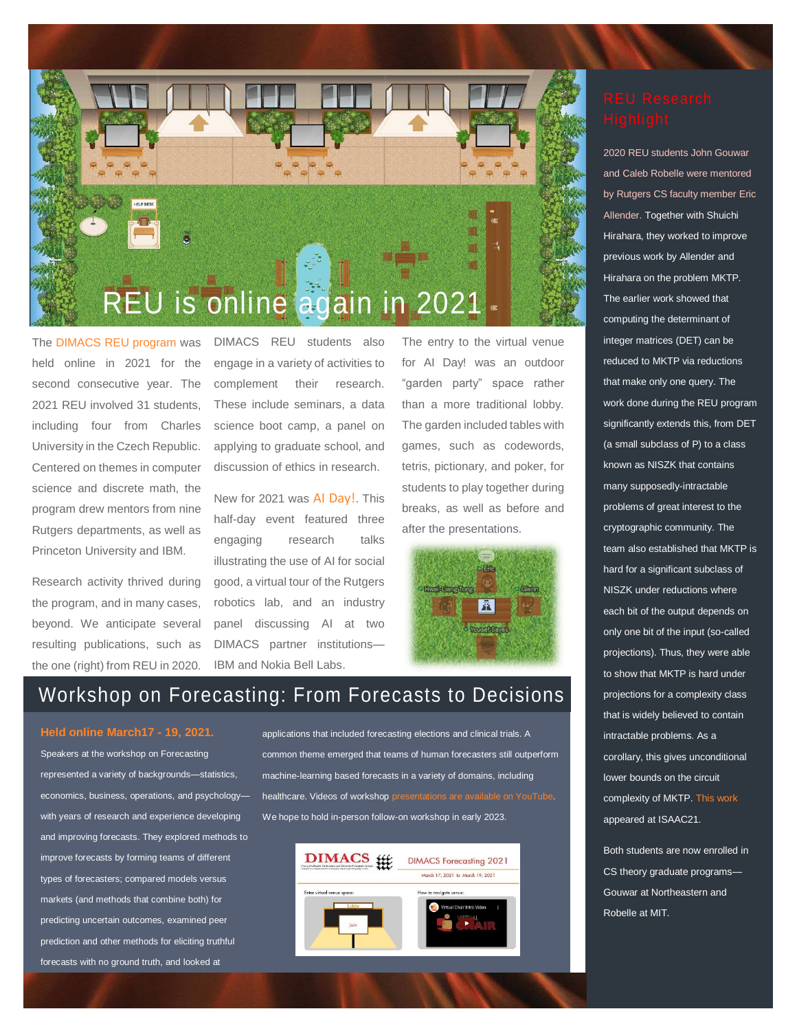# REU is online again in 2021

The DIMACS REU program was held online in 2021 for the second consecutive year. The 2021 REU involved 31 students, including four from Charles University in the Czech Republic. Centered on themes in computer science and discrete math, the program drew mentors from nine Rutgers departments, as well as Princeton University and IBM.

Research activity thrived during the program, and in many cases, beyond. We anticipate several resulting publications, such as the one (right) from REU in 2020.

DIMACS REU students also engage in a variety of activities to complement their research. These include seminars, a data science boot camp, a panel on applying to graduate school, and discussion of ethics in research.

New for 2021 was AI Day!. This half-day event featured three engaging research talks illustrating the use of AI for social good, a virtual tour of the Rutgers robotics lab, and an industry panel discussing AI at two DIMACS partner institutions—IBM and Nokia Bell Labs.

The entry to the virtual venue for AI Day! was an outdoor "garden party" space rather than a more traditional lobby. The garden included tables with games, such as codewords, tetris, pictionary, and poker, for students to play together during breaks, as well as before and after the presentations.

## Workshop on Forecasting: From Forecasts to Decisions

**Held online March17 - 19, 2021.**

Speakers at the workshop on Forecasting represented a variety of backgrounds—statistics, economics, business, operations, and psychology—with years of research and experience developing and improving forecasts. They explored methods to improve forecasts by forming teams of different types of forecasters; compared models versus markets (and methods that combine both) for predicting uncertain outcomes, examined peer prediction and other methods for eliciting truthful forecasts with no ground truth, and looked at applications that included forecasting elections and clinical trials. A common theme emerged that teams of human forecasters still outperform machine-learning based forecasts in a variety of domains, including healthcare. Videos of workshop presentations are available on YouTube. We hope to hold in-person follow-on workshop in early 2023.

## REU Research Highlight

2020 REU students John Gouwar and Caleb Robelle were mentored by Rutgers CS faculty member Eric Allender. Together with Shuichi Hirahara, they worked to improve previous work by Allender and Hirahara on the problem MKTP. The earlier work showed that computing the determinant of integer matrices (DET) can be reduced to MKTP via reductions that make only one query. The work done during the REU program significantly extends this, from DET (a small subclass of P) to a class known as NISZK that contains many supposedly-intractable problems of great interest to the cryptographic community. The team also established that MKTP is hard for a significant subclass of NISZK under reductions where each bit of the output depends on only one bit of the input (so-called projections). Thus, they were able to show that MKTP is hard under projections for a complexity class that is widely believed to contain intractable problems. As a corollary, this gives unconditional lower bounds on the circuit complexity of MKTP. This work appeared at ISAAC21.

Both students are now enrolled in CS theory graduate programs—Gouwar at Northeastern and Robelle at MIT.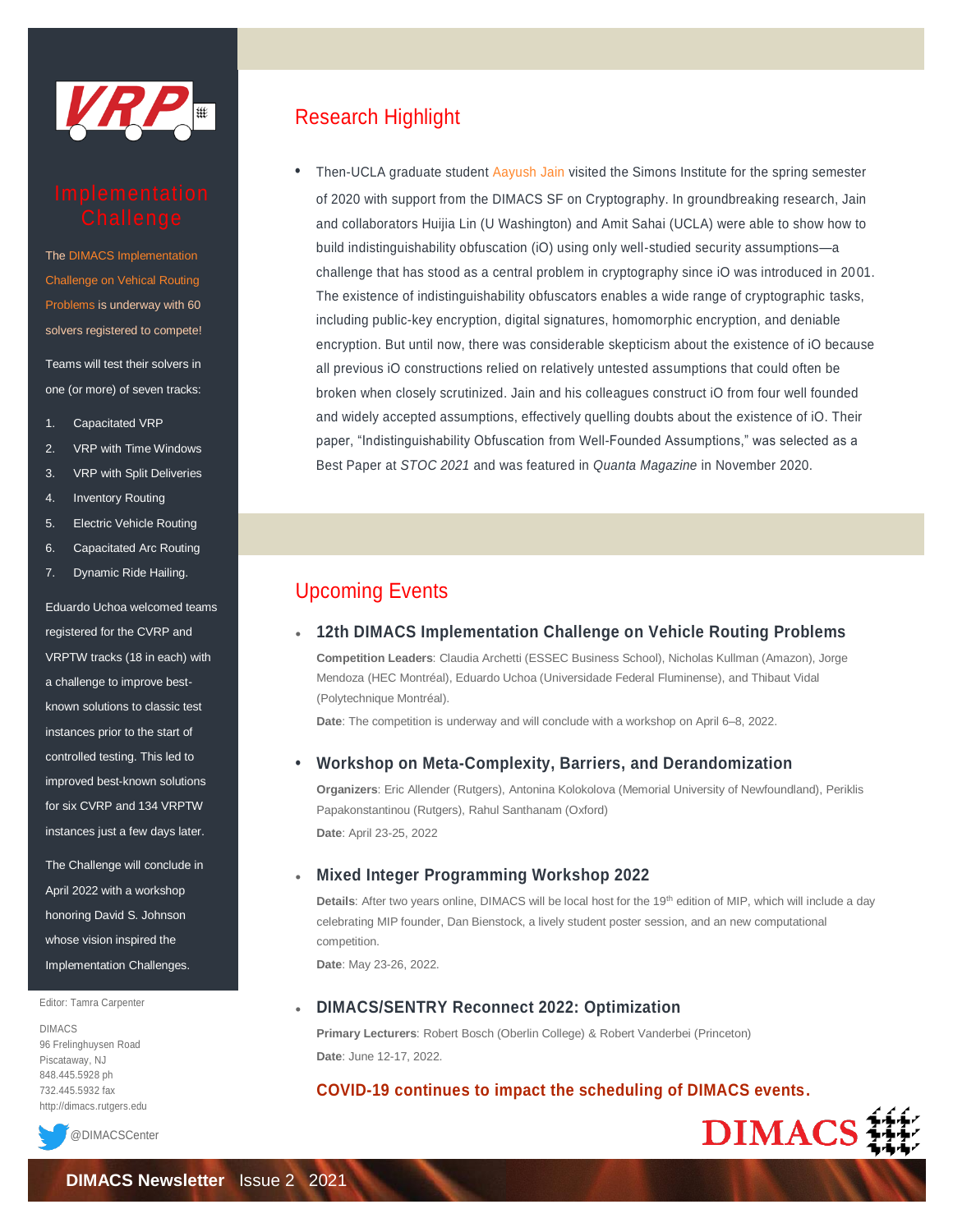## Implementation Challenge

The DIMACS Implementation Challenge on Vehical Routing Problems is underway with 60 solvers registered to compete!

Teams will test their solvers in one (or more) of seven tracks:

1. Capacitated VRP
2. VRP with Time Windows
3. VRP with Split Deliveries
4. Inventory Routing
5. Electric Vehicle Routing
6. Capacitated Arc Routing
7. Dynamic Ride Hailing.

Eduardo Uchoa welcomed teams registered for the CVRP and VRPTW tracks (18 in each) with a challenge to improve best-known solutions to classic test instances prior to the start of controlled testing. This led to improved best-known solutions for six CVRP and 134 VRPTW instances just a few days later.

The Challenge will conclude in April 2022 with a workshop honoring David S. Johnson whose vision inspired the Implementation Challenges.

Editor: Tamra Carpenter

DIMACS
96 Frelinghuysen Road
Piscataway, NJ
848.445.5928 ph
732.445.5932 fax
http://dimacs.rutgers.edu

@DIMACSCenter

## Research Highlight

- Then-UCLA graduate student Aayush Jain visited the Simons Institute for the spring semester of 2020 with support from the DIMACS SF on Cryptography. In groundbreaking research, Jain and collaborators Huijia Lin (U Washington) and Amit Sahai (UCLA) were able to show how to build indistinguishability obfuscation (iO) using only well-studied security assumptions—a challenge that has stood as a central problem in cryptography since iO was introduced in 2001. The existence of indistinguishability obfuscators enables a wide range of cryptographic tasks, including public-key encryption, digital signatures, homomorphic encryption, and deniable encryption. But until now, there was considerable skepticism about the existence of iO because all previous iO constructions relied on relatively untested assumptions that could often be broken when closely scrutinized. Jain and his colleagues construct iO from four well founded and widely accepted assumptions, effectively quelling doubts about the existence of iO. Their paper, "Indistinguishability Obfuscation from Well-Founded Assumptions," was selected as a Best Paper at *STOC 2021* and was featured in *Quanta Magazine* in November 2020.

## Upcoming Events

- **12th DIMACS Implementation Challenge on Vehicle Routing Problems**

  **Competition Leaders**: Claudia Archetti (ESSEC Business School), Nicholas Kullman (Amazon), Jorge Mendoza (HEC Montréal), Eduardo Uchoa (Universidade Federal Fluminense), and Thibaut Vidal (Polytechnique Montréal).

  **Date**: The competition is underway and will conclude with a workshop on April 6–8, 2022.

- **Workshop on Meta-Complexity, Barriers, and Derandomization**

  **Organizers**: Eric Allender (Rutgers), Antonina Kolokolova (Memorial University of Newfoundland), Periklis Papakonstantinou (Rutgers), Rahul Santhanam (Oxford)

  **Date**: April 23-25, 2022

- **Mixed Integer Programming Workshop 2022**

  **Details**: After two years online, DIMACS will be local host for the 19th edition of MIP, which will include a day celebrating MIP founder, Dan Bienstock, a lively student poster session, and an new computational competition.

  **Date**: May 23-26, 2022.

- **DIMACS/SENTRY Reconnect 2022: Optimization**

  **Primary Lecturers**: Robert Bosch (Oberlin College) & Robert Vanderbei (Princeton)

  **Date**: June 12-17, 2022.

**COVID-19 continues to impact the scheduling of DIMACS events.**